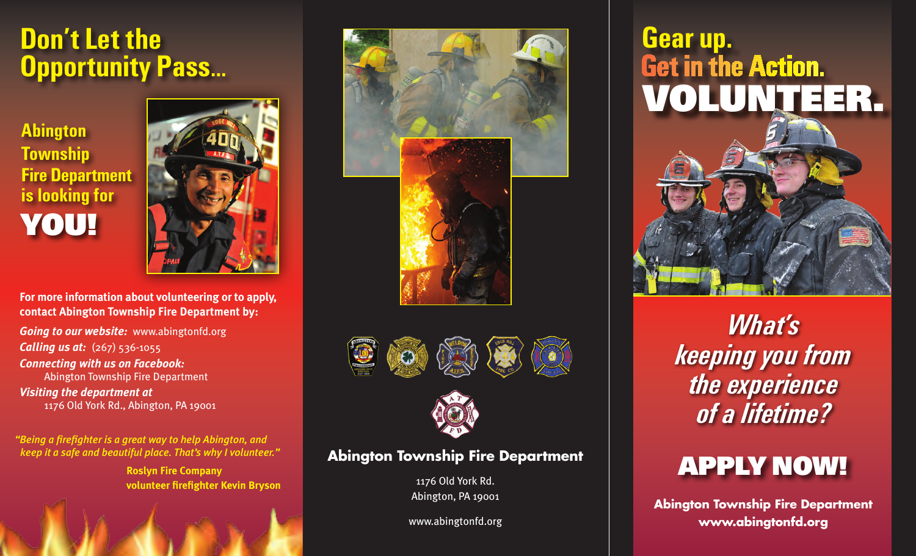# Don't Let the Opportunity Pass...

## Abington Township Fire Department is looking for YOU!

**For more information about volunteering or to apply, contact Abington Township Fire Department by:**

***Going to our website:*** www.abingtonfd.org
***Calling us at:*** (267) 536-1055
***Connecting with us on Facebook:***
Abington Township Fire Department
***Visiting the department at***
1176 Old York Rd., Abington, PA 19001

*"Being a firefighter is a great way to help Abington, and keep it a safe and beautiful place. That's why I volunteer."*

**Roslyn Fire Company volunteer firefighter Kevin Bryson**

**Abington Township Fire Department**

1176 Old York Rd.
Abington, PA 19001

www.abingtonfd.org

# Gear up. Get in the Action. VOLUNTEER.

## *What's keeping you from the experience of a lifetime?*

# APPLY NOW!

**Abington Township Fire Department**
**www.abingtonfd.org**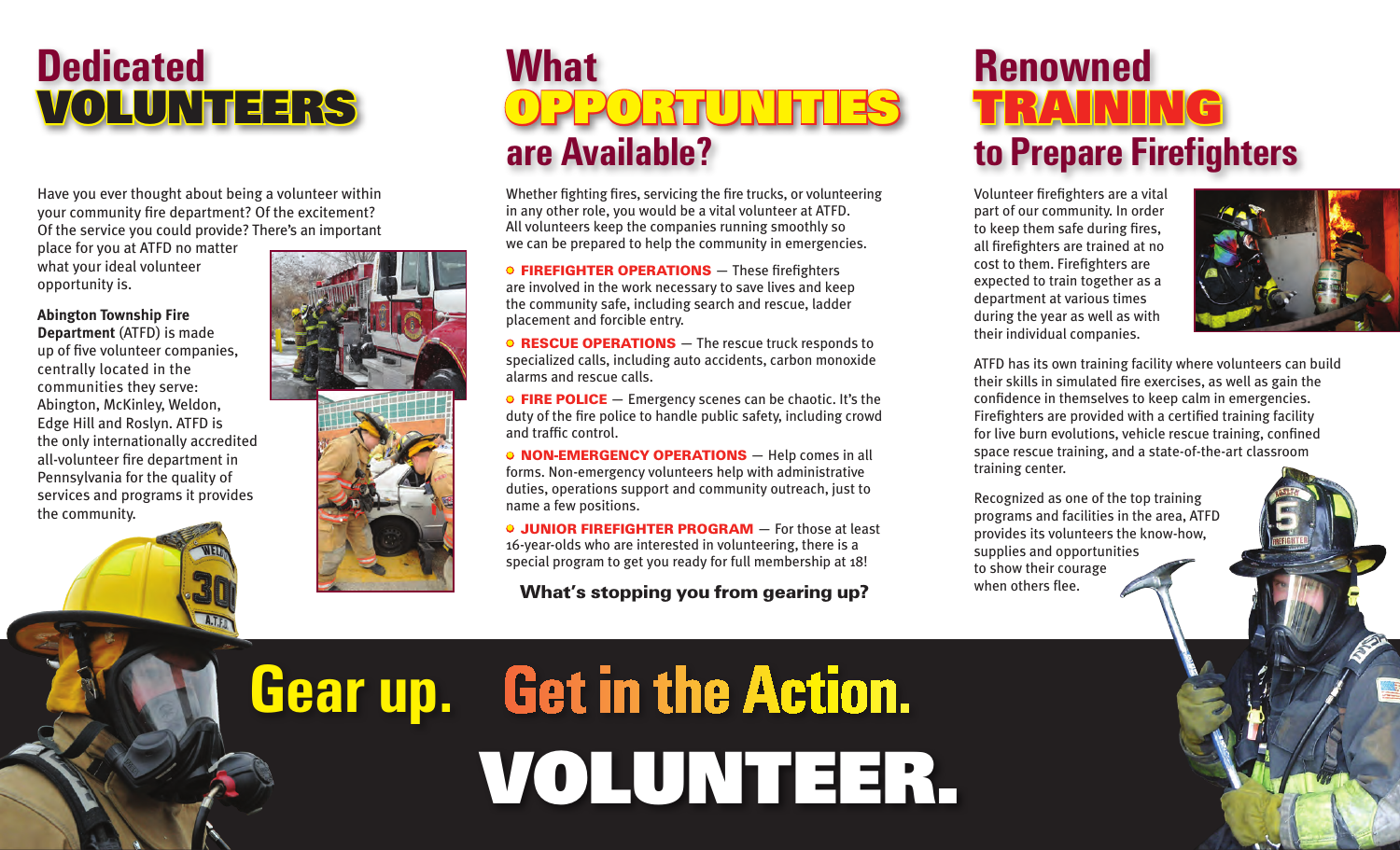# Dedicated VOLUNTEERS

Have you ever thought about being a volunteer within your community fire department? Of the excitement? Of the service you could provide? There's an important place for you at ATFD no matter what your ideal volunteer opportunity is.

**Abington Township Fire Department** (ATFD) is made up of five volunteer companies, centrally located in the communities they serve: Abington, McKinley, Weldon, Edge Hill and Roslyn. ATFD is the only internationally accredited all-volunteer fire department in Pennsylvania for the quality of services and programs it provides the community.

# What OPPORTUNITIES are Available?

Whether fighting fires, servicing the fire trucks, or volunteering in any other role, you would be a vital volunteer at ATFD. All volunteers keep the companies running smoothly so we can be prepared to help the community in emergencies.

- **FIREFIGHTER OPERATIONS** — These firefighters are involved in the work necessary to save lives and keep the community safe, including search and rescue, ladder placement and forcible entry.
- **RESCUE OPERATIONS** — The rescue truck responds to specialized calls, including auto accidents, carbon monoxide alarms and rescue calls.
- **FIRE POLICE** — Emergency scenes can be chaotic. It's the duty of the fire police to handle public safety, including crowd and traffic control.
- **NON-EMERGENCY OPERATIONS** — Help comes in all forms. Non-emergency volunteers help with administrative duties, operations support and community outreach, just to name a few positions.
- **JUNIOR FIREFIGHTER PROGRAM** — For those at least 16-year-olds who are interested in volunteering, there is a special program to get you ready for full membership at 18!

**What's stopping you from gearing up?**

# Renowned TRAINING to Prepare Firefighters

Volunteer firefighters are a vital part of our community. In order to keep them safe during fires, all firefighters are trained at no cost to them. Firefighters are expected to train together as a department at various times during the year as well as with their individual companies.

ATFD has its own training facility where volunteers can build their skills in simulated fire exercises, as well as gain the confidence in themselves to keep calm in emergencies. Firefighters are provided with a certified training facility for live burn evolutions, vehicle rescue training, confined space rescue training, and a state-of-the-art classroom training center.

Recognized as one of the top training programs and facilities in the area, ATFD provides its volunteers the know-how, supplies and opportunities to show their courage when others flee.

# Gear up. Get in the Action. VOLUNTEER.